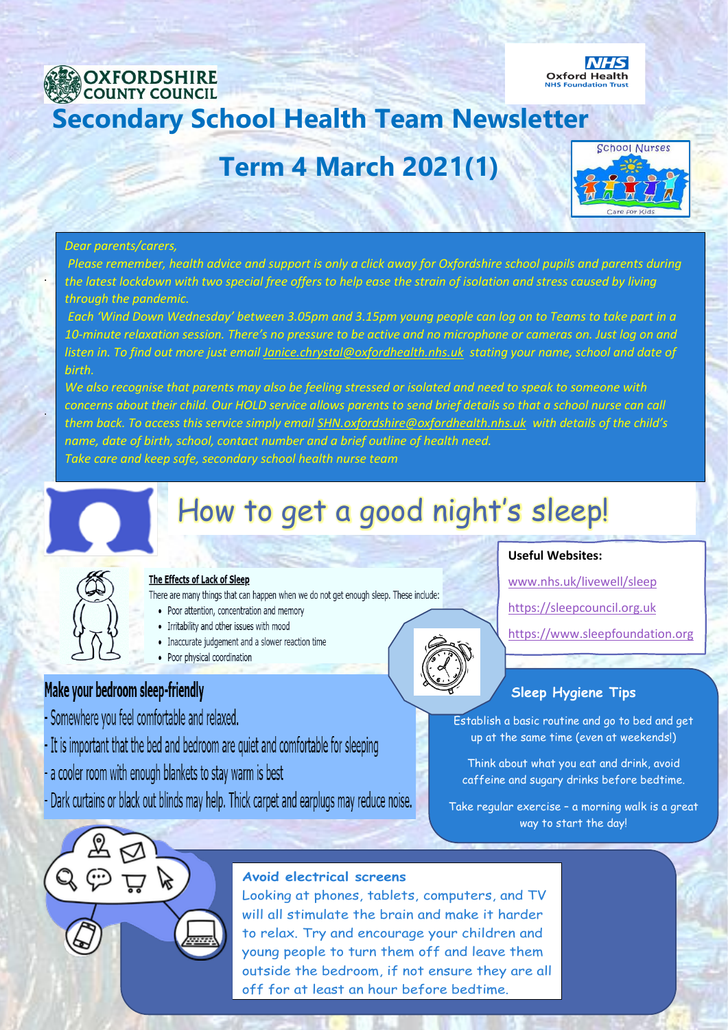OXFORDSHIRE COUNTY COUNCIL

NHS Oxford Health NHS Foundation Trust

# Secondary School Health Team Newsletter

## Term 4 March 2021(1)

School Nurses – Care for Kids

*Dear parents/carers,*

*Please remember, health advice and support is only a click away for Oxfordshire school pupils and parents during the latest lockdown with two special free offers to help ease the strain of isolation and stress caused by living through the pandemic.*

*Each 'Wind Down Wednesday' between 3.05pm and 3.15pm young people can log on to Teams to take part in a 10-minute relaxation session. There's no pressure to be active and no microphone or cameras on. Just log on and listen in. To find out more just email Janice.chrystal@oxfordhealth.nhs.uk stating your name, school and date of birth.*

*We also recognise that parents may also be feeling stressed or isolated and need to speak to someone with concerns about their child. Our HOLD service allows parents to send brief details so that a school nurse can call them back. To access this service simply email SHN.oxfordshire@oxfordhealth.nhs.uk with details of the child's name, date of birth, school, contact number and a brief outline of health need.*

*Take care and keep safe, secondary school health nurse team*

# How to get a good night's sleep!

### The Effects of Lack of Sleep

There are many things that can happen when we do not get enough sleep. These include:

- Poor attention, concentration and memory
- Irritability and other issues with mood
- Inaccurate judgement and a slower reaction time
- Poor physical coordination

**Useful Websites:**

www.nhs.uk/livewell/sleep

https://sleepcouncil.org.uk

https://www.sleepfoundation.org

### Make your bedroom sleep-friendly

- Somewhere you feel comfortable and relaxed.
- It is important that the bed and bedroom are quiet and comfortable for sleeping
- a cooler room with enough blankets to stay warm is best
- Dark curtains or black out blinds may help. Thick carpet and earplugs may reduce noise.

### Sleep Hygiene Tips

Establish a basic routine and go to bed and get up at the same time (even at weekends!)

Think about what you eat and drink, avoid caffeine and sugary drinks before bedtime.

Take regular exercise – a morning walk is a great way to start the day!

### Avoid electrical screens

Looking at phones, tablets, computers, and TV will all stimulate the brain and make it harder to relax. Try and encourage your children and young people to turn them off and leave them outside the bedroom, if not ensure they are all off for at least an hour before bedtime.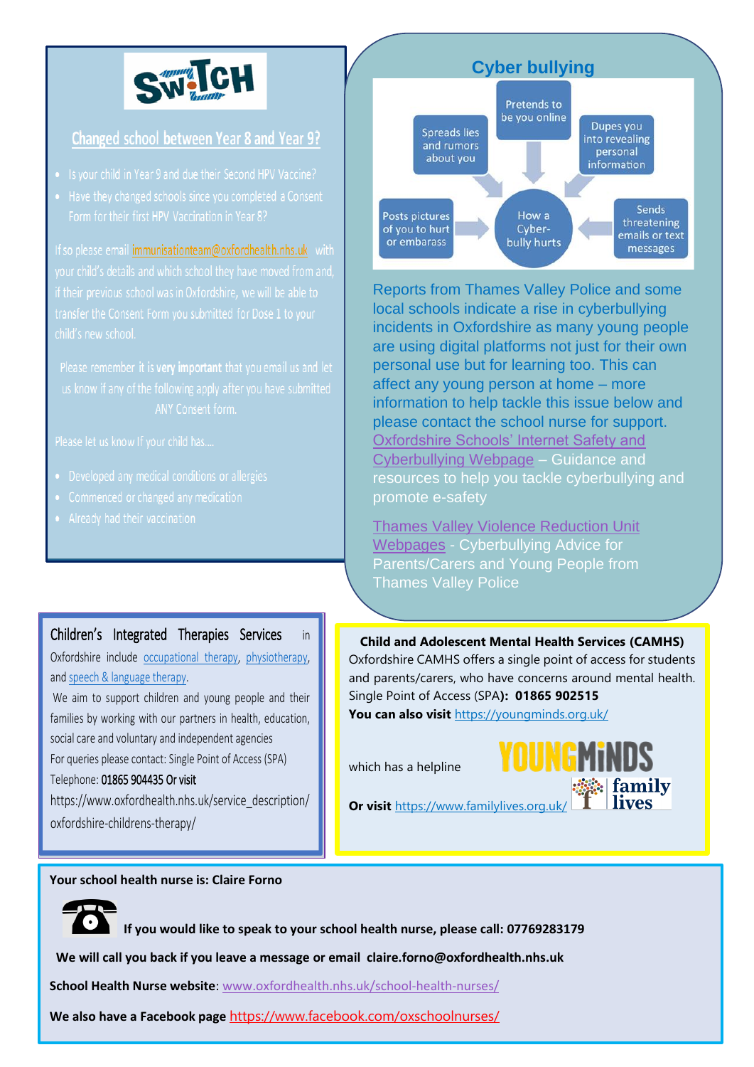SWITCH

## Changed school between Year 8 and Year 9?

- Is your child in Year 9 and due their Second HPV Vaccine?
- Have they changed schools since you completed a Consent Form for their first HPV Vaccination in Year 8?

If so please email immunisationteam@oxfordhealth.nhs.uk with your child's details and which school they have moved from and, if their previous school was in Oxfordshire, we will be able to transfer the Consent Form you submitted for Dose 1 to your child's new school.

Please remember it is **very important** that you email us and let us know if any of the following apply after you have submitted ANY Consent form.

Please let us know If your child has....

- Developed any medical conditions or allergies
- Commenced or changed any medication
- Already had their vaccination

## Cyber bullying

Pretends to be you online

Spreads lies and rumors about you

Dupes you into revealing personal information

Posts pictures of you to hurt or embarass

How a Cyber-bully hurts

Sends threatening emails or text messages

Reports from Thames Valley Police and some local schools indicate a rise in cyberbullying incidents in Oxfordshire as many young people are using digital platforms not just for their own personal use but for learning too. This can affect any young person at home – more information to help tackle this issue below and please contact the school nurse for support.

Oxfordshire Schools' Internet Safety and Cyberbullying Webpage – Guidance and resources to help you tackle cyberbullying and promote e-safety

Thames Valley Violence Reduction Unit Webpages - Cyberbullying Advice for Parents/Carers and Young People from Thames Valley Police

Children's Integrated Therapies Services in Oxfordshire include occupational therapy, physiotherapy, and speech & language therapy.

We aim to support children and young people and their families by working with our partners in health, education, social care and voluntary and independent agencies

For queries please contact: Single Point of Access (SPA) Telephone: 01865 904435 Or visit https://www.oxfordhealth.nhs.uk/service_description/oxfordshire-childrens-therapy/

**Child and Adolescent Mental Health Services (CAMHS)**

Oxfordshire CAMHS offers a single point of access for students and parents/carers, who have concerns around mental health.

Single Point of Access (SPA)**: 01865 902515**

**You can also visit** https://youngminds.org.uk/

which has a helpline

YOUNGMINDS

**Or visit** https://www.familylives.org.uk/

family lives

**Your school health nurse is: Claire Forno**

**If you would like to speak to your school health nurse, please call: 07769283179**

**We will call you back if you leave a message or email claire.forno@oxfordhealth.nhs.uk**

**School Health Nurse website**: www.oxfordhealth.nhs.uk/school-health-nurses/

**We also have a Facebook page** https://www.facebook.com/oxschoolnurses/